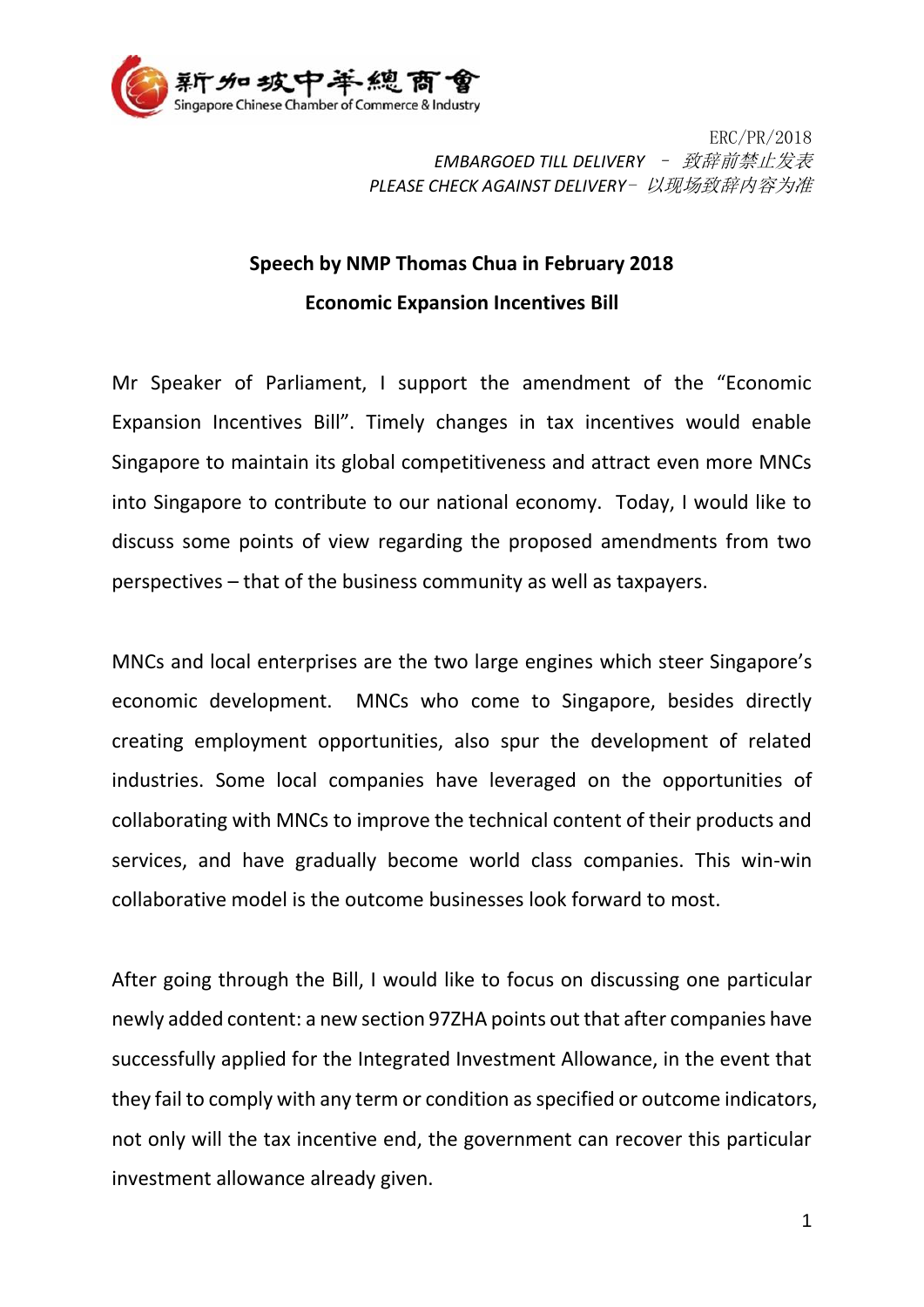新加坡中華總商會
Singapore Chinese Chamber of Commerce & Industry

ERC/PR/2018

*EMBARGOED TILL DELIVERY – 致辞前禁止发表*

*PLEASE CHECK AGAINST DELIVERY– 以现场致辞内容为准*

**Speech by NMP Thomas Chua in February 2018**

**Economic Expansion Incentives Bill**

Mr Speaker of Parliament, I support the amendment of the "Economic Expansion Incentives Bill". Timely changes in tax incentives would enable Singapore to maintain its global competitiveness and attract even more MNCs into Singapore to contribute to our national economy. Today, I would like to discuss some points of view regarding the proposed amendments from two perspectives – that of the business community as well as taxpayers.

MNCs and local enterprises are the two large engines which steer Singapore's economic development. MNCs who come to Singapore, besides directly creating employment opportunities, also spur the development of related industries. Some local companies have leveraged on the opportunities of collaborating with MNCs to improve the technical content of their products and services, and have gradually become world class companies. This win-win collaborative model is the outcome businesses look forward to most.

After going through the Bill, I would like to focus on discussing one particular newly added content: a new section 97ZHA points out that after companies have successfully applied for the Integrated Investment Allowance, in the event that they fail to comply with any term or condition as specified or outcome indicators, not only will the tax incentive end, the government can recover this particular investment allowance already given.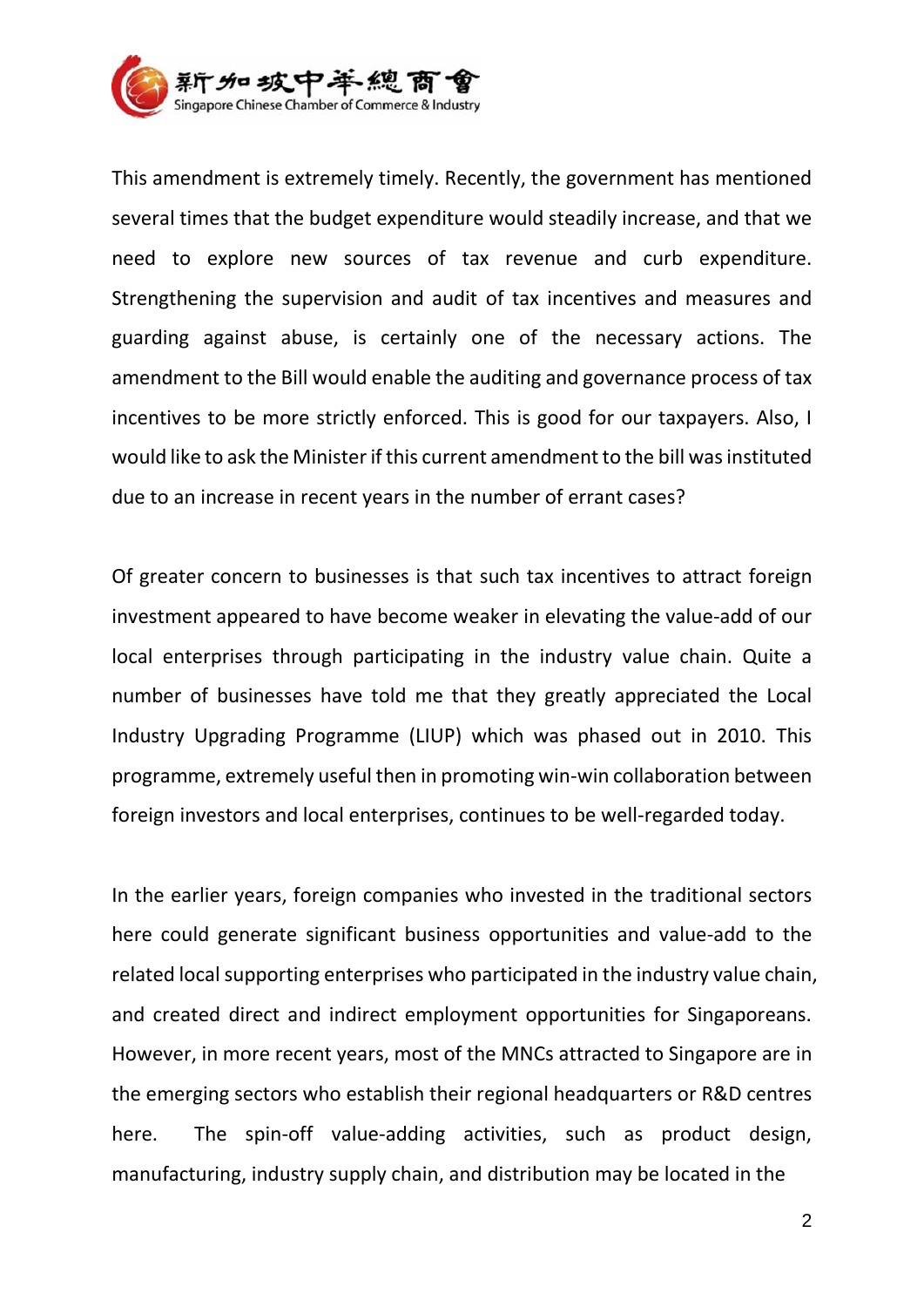This amendment is extremely timely. Recently, the government has mentioned several times that the budget expenditure would steadily increase, and that we need to explore new sources of tax revenue and curb expenditure. Strengthening the supervision and audit of tax incentives and measures and guarding against abuse, is certainly one of the necessary actions. The amendment to the Bill would enable the auditing and governance process of tax incentives to be more strictly enforced. This is good for our taxpayers. Also, I would like to ask the Minister if this current amendment to the bill was instituted due to an increase in recent years in the number of errant cases?

Of greater concern to businesses is that such tax incentives to attract foreign investment appeared to have become weaker in elevating the value-add of our local enterprises through participating in the industry value chain. Quite a number of businesses have told me that they greatly appreciated the Local Industry Upgrading Programme (LIUP) which was phased out in 2010. This programme, extremely useful then in promoting win-win collaboration between foreign investors and local enterprises, continues to be well-regarded today.

In the earlier years, foreign companies who invested in the traditional sectors here could generate significant business opportunities and value-add to the related local supporting enterprises who participated in the industry value chain, and created direct and indirect employment opportunities for Singaporeans. However, in more recent years, most of the MNCs attracted to Singapore are in the emerging sectors who establish their regional headquarters or R&D centres here. The spin-off value-adding activities, such as product design, manufacturing, industry supply chain, and distribution may be located in the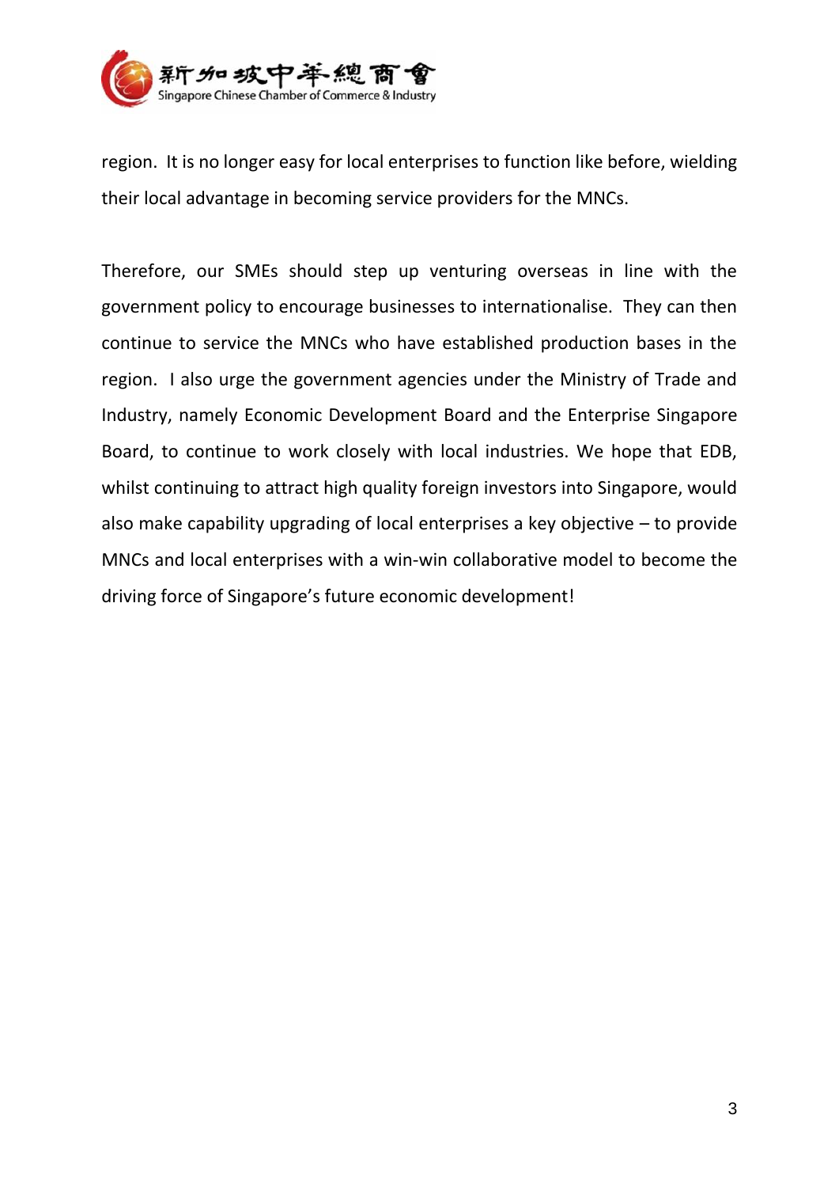region. It is no longer easy for local enterprises to function like before, wielding their local advantage in becoming service providers for the MNCs.

Therefore, our SMEs should step up venturing overseas in line with the government policy to encourage businesses to internationalise. They can then continue to service the MNCs who have established production bases in the region. I also urge the government agencies under the Ministry of Trade and Industry, namely Economic Development Board and the Enterprise Singapore Board, to continue to work closely with local industries. We hope that EDB, whilst continuing to attract high quality foreign investors into Singapore, would also make capability upgrading of local enterprises a key objective – to provide MNCs and local enterprises with a win-win collaborative model to become the driving force of Singapore's future economic development!